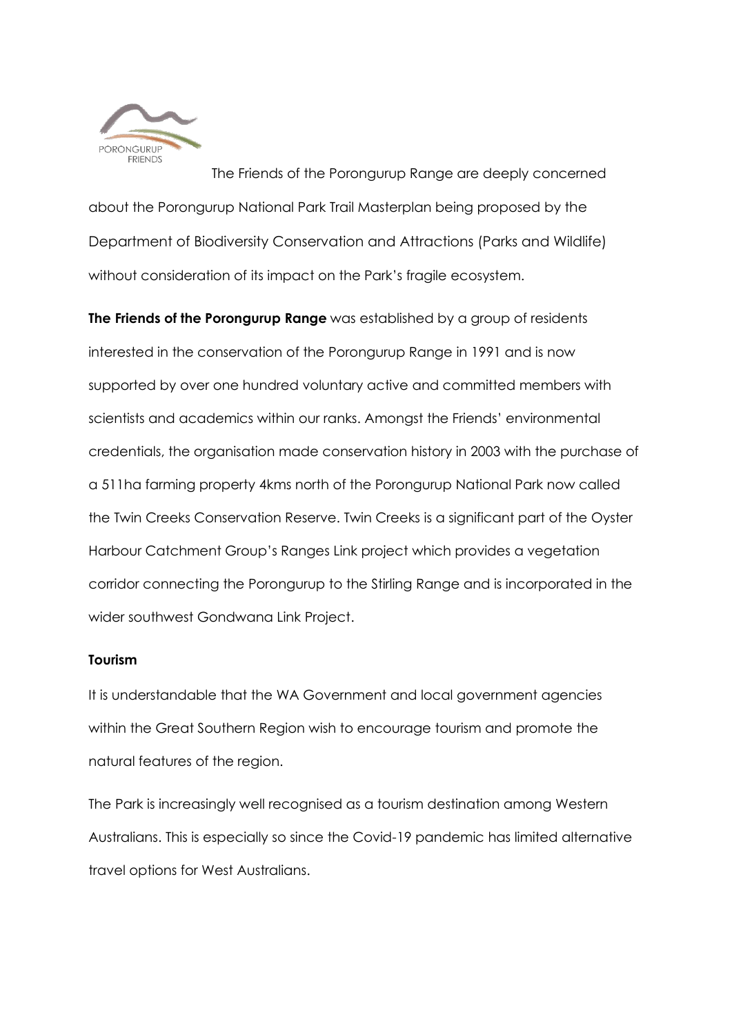PORONGURUP FRIENDS

The Friends of the Porongurup Range are deeply concerned about the Porongurup National Park Trail Masterplan being proposed by the Department of Biodiversity Conservation and Attractions (Parks and Wildlife) without consideration of its impact on the Park's fragile ecosystem.

**The Friends of the Porongurup Range** was established by a group of residents interested in the conservation of the Porongurup Range in 1991 and is now supported by over one hundred voluntary active and committed members with scientists and academics within our ranks. Amongst the Friends' environmental credentials, the organisation made conservation history in 2003 with the purchase of a 511ha farming property 4kms north of the Porongurup National Park now called the Twin Creeks Conservation Reserve. Twin Creeks is a significant part of the Oyster Harbour Catchment Group's Ranges Link project which provides a vegetation corridor connecting the Porongurup to the Stirling Range and is incorporated in the wider southwest Gondwana Link Project.

**Tourism**

It is understandable that the WA Government and local government agencies within the Great Southern Region wish to encourage tourism and promote the natural features of the region.

The Park is increasingly well recognised as a tourism destination among Western Australians. This is especially so since the Covid-19 pandemic has limited alternative travel options for West Australians.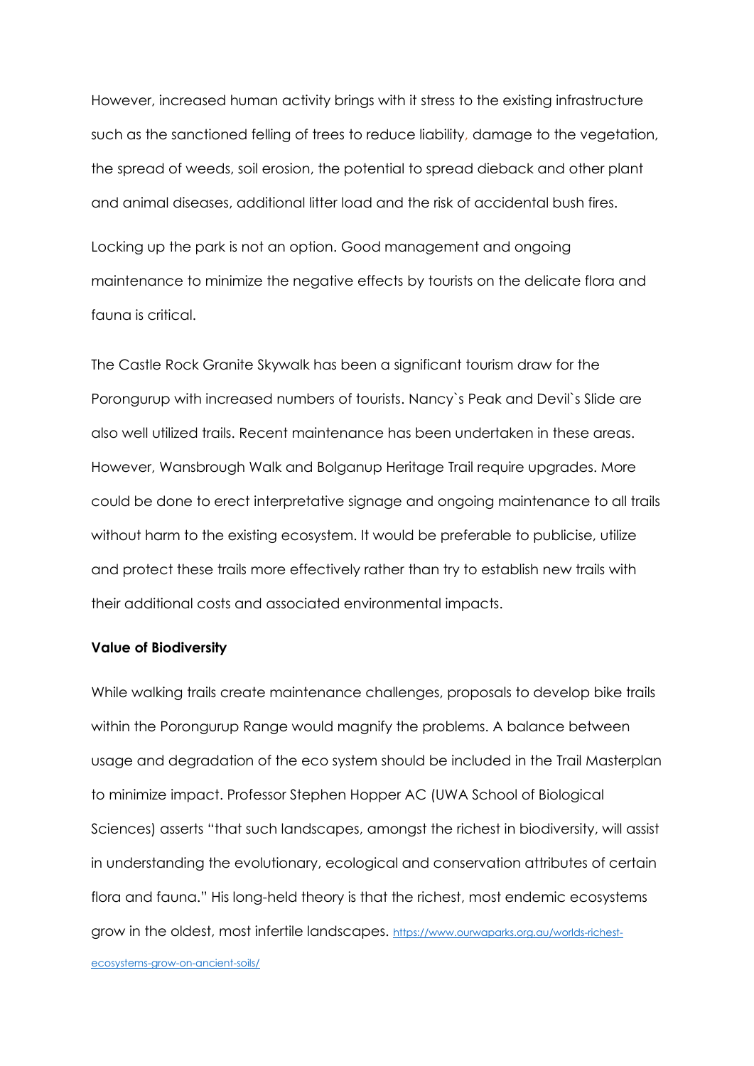However, increased human activity brings with it stress to the existing infrastructure such as the sanctioned felling of trees to reduce liability, damage to the vegetation, the spread of weeds, soil erosion, the potential to spread dieback and other plant and animal diseases, additional litter load and the risk of accidental bush fires.

Locking up the park is not an option. Good management and ongoing maintenance to minimize the negative effects by tourists on the delicate flora and fauna is critical.

The Castle Rock Granite Skywalk has been a significant tourism draw for the Porongurup with increased numbers of tourists. Nancy`s Peak and Devil`s Slide are also well utilized trails. Recent maintenance has been undertaken in these areas. However, Wansbrough Walk and Bolganup Heritage Trail require upgrades. More could be done to erect interpretative signage and ongoing maintenance to all trails without harm to the existing ecosystem. It would be preferable to publicise, utilize and protect these trails more effectively rather than try to establish new trails with their additional costs and associated environmental impacts.

**Value of Biodiversity**

While walking trails create maintenance challenges, proposals to develop bike trails within the Porongurup Range would magnify the problems. A balance between usage and degradation of the eco system should be included in the Trail Masterplan to minimize impact. Professor Stephen Hopper AC (UWA School of Biological Sciences) asserts "that such landscapes, amongst the richest in biodiversity, will assist in understanding the evolutionary, ecological and conservation attributes of certain flora and fauna." His long-held theory is that the richest, most endemic ecosystems grow in the oldest, most infertile landscapes. https://www.ourwaparks.org.au/worlds-richest-ecosystems-grow-on-ancient-soils/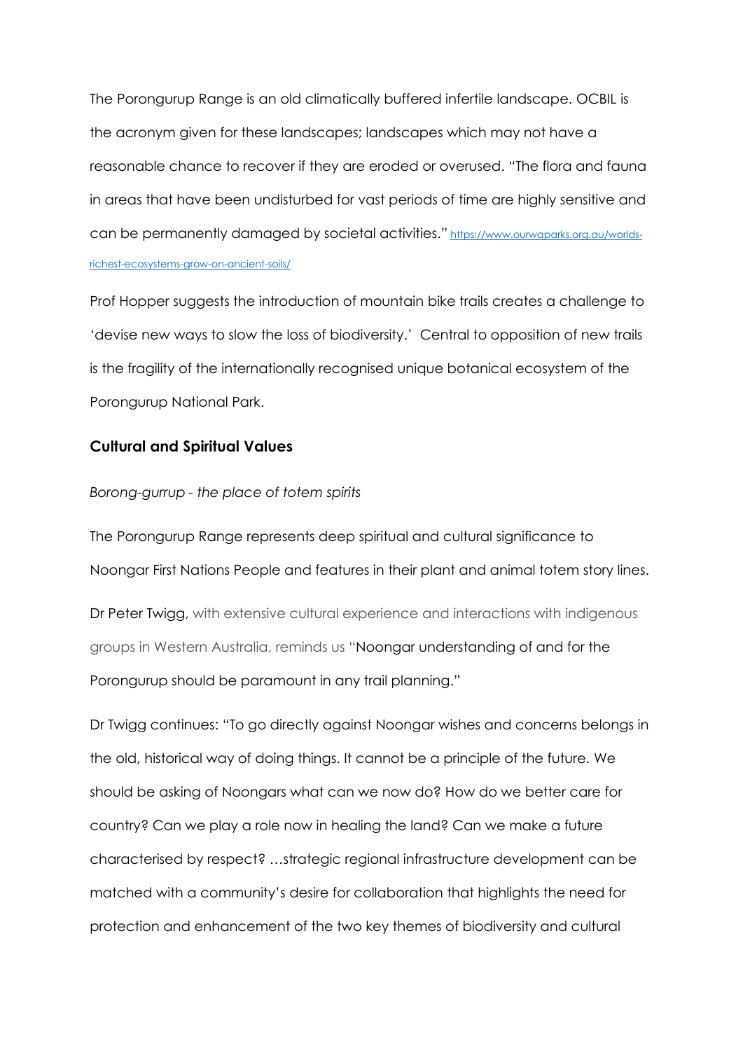The Porongurup Range is an old climatically buffered infertile landscape. OCBIL is the acronym given for these landscapes; landscapes which may not have a reasonable chance to recover if they are eroded or overused. "The flora and fauna in areas that have been undisturbed for vast periods of time are highly sensitive and can be permanently damaged by societal activities." https://www.ourwaparks.org.au/worlds-richest-ecosystems-grow-on-ancient-soils/

Prof Hopper suggests the introduction of mountain bike trails creates a challenge to 'devise new ways to slow the loss of biodiversity.' Central to opposition of new trails is the fragility of the internationally recognised unique botanical ecosystem of the Porongurup National Park.

**Cultural and Spiritual Values**

*Borong-gurrup - the place of totem spirits*

The Porongurup Range represents deep spiritual and cultural significance to Noongar First Nations People and features in their plant and animal totem story lines.

Dr Peter Twigg, with extensive cultural experience and interactions with indigenous groups in Western Australia, reminds us "Noongar understanding of and for the Porongurup should be paramount in any trail planning."

Dr Twigg continues: "To go directly against Noongar wishes and concerns belongs in the old, historical way of doing things. It cannot be a principle of the future. We should be asking of Noongars what can we now do? How do we better care for country? Can we play a role now in healing the land? Can we make a future characterised by respect? …strategic regional infrastructure development can be matched with a community's desire for collaboration that highlights the need for protection and enhancement of the two key themes of biodiversity and cultural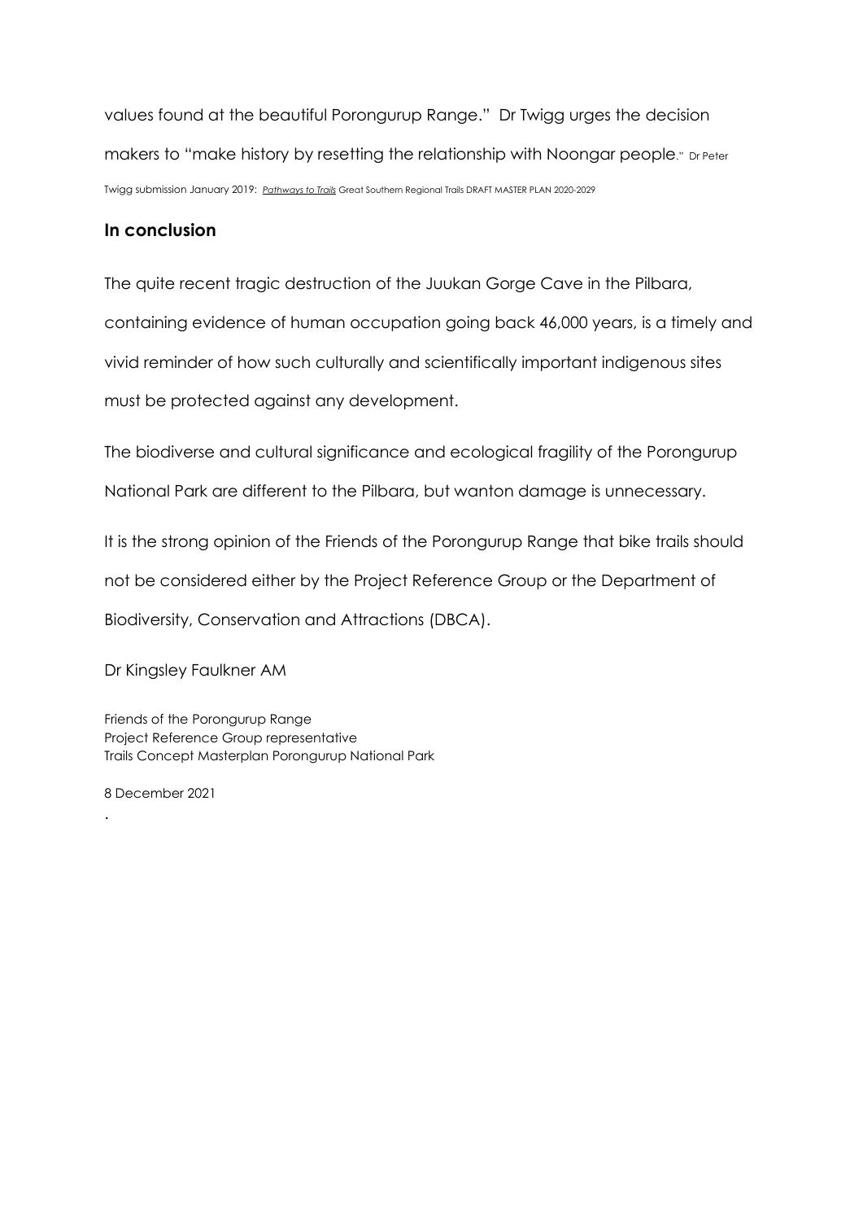values found at the beautiful Porongurup Range." Dr Twigg urges the decision makers to "make history by resetting the relationship with Noongar people." Dr Peter Twigg submission January 2019: *Pathways to Trails* Great Southern Regional Trails DRAFT MASTER PLAN 2020-2029

## In conclusion

The quite recent tragic destruction of the Juukan Gorge Cave in the Pilbara, containing evidence of human occupation going back 46,000 years, is a timely and vivid reminder of how such culturally and scientifically important indigenous sites must be protected against any development.

The biodiverse and cultural significance and ecological fragility of the Porongurup National Park are different to the Pilbara, but wanton damage is unnecessary.

It is the strong opinion of the Friends of the Porongurup Range that bike trails should not be considered either by the Project Reference Group or the Department of Biodiversity, Conservation and Attractions (DBCA).

Dr Kingsley Faulkner AM

Friends of the Porongurup Range
Project Reference Group representative
Trails Concept Masterplan Porongurup National Park

8 December 2021

.